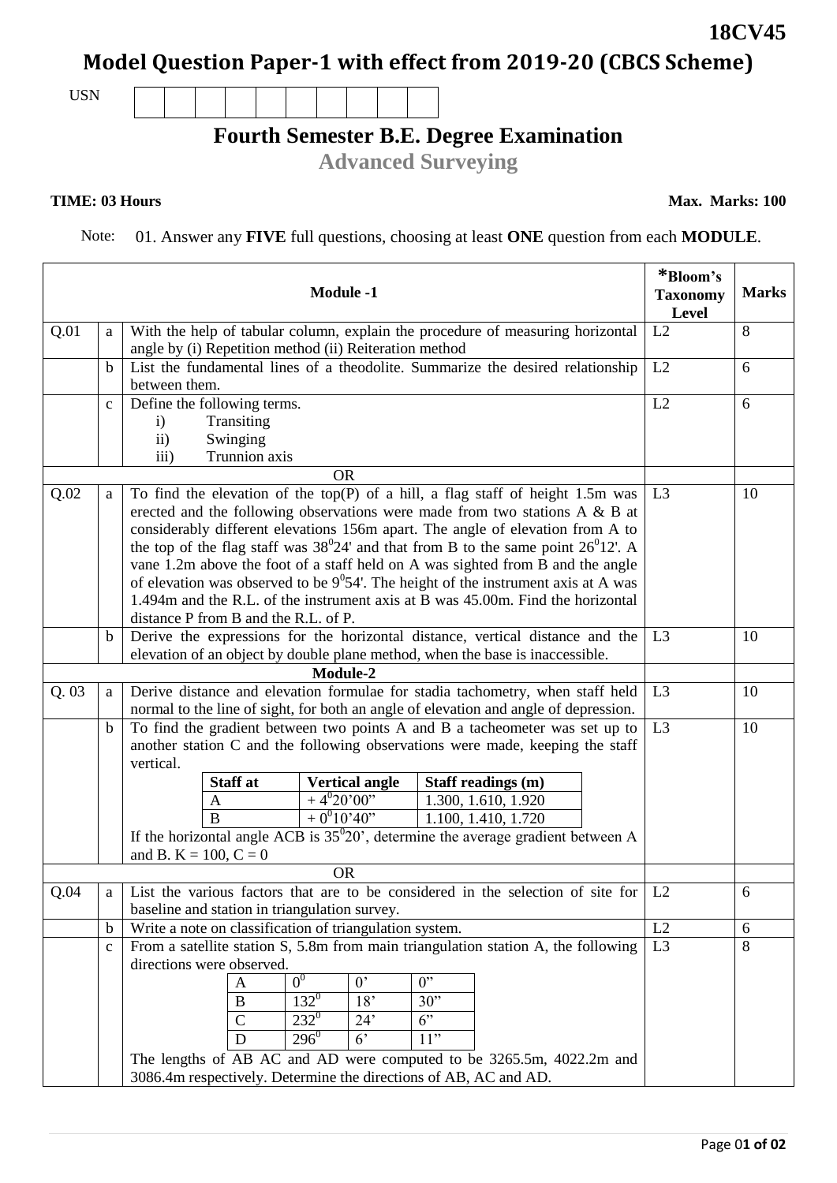**18CV45**

# Model Question Paper-1 with effect from 2019-20 (CBCS Scheme)

USN | | | | | | | | | | |

## Fourth Semester B.E. Degree Examination

### Advanced Surveying

**TIME: 03 Hours** **Max. Marks: 100**

Note: 01. Answer any **FIVE** full questions, choosing at least **ONE** question from each **MODULE**.

| | | Module -1 | *Bloom's Taxonomy Level | Marks |
|---|---|---|---|---|
| Q.01 | a | With the help of tabular column, explain the procedure of measuring horizontal angle by (i) Repetition method (ii) Reiteration method | L2 | 8 |
| | b | List the fundamental lines of a theodolite. Summarize the desired relationship between them. | L2 | 6 |
| | c | Define the following terms. i) Transiting ii) Swinging iii) Trunnion axis | L2 | 6 |
| | | OR | | |
| Q.02 | a | To find the elevation of the top(P) of a hill, a flag staff of height 1.5m was erected and the following observations were made from two stations A & B at considerably different elevations 156m apart. The angle of elevation from A to the top of the flag staff was $38^0 24'$ and that from B to the same point $26^0 12'$. A vane 1.2m above the foot of a staff held on A was sighted from B and the angle of elevation was observed to be $9^0 54'$. The height of the instrument axis at A was 1.494m and the R.L. of the instrument axis at B was 45.00m. Find the horizontal distance P from B and the R.L. of P. | L3 | 10 |
| | b | Derive the expressions for the horizontal distance, vertical distance and the elevation of an object by double plane method, when the base is inaccessible. | L3 | 10 |
| | | **Module-2** | | |
| Q. 03 | a | Derive distance and elevation formulae for stadia tachometry, when staff held normal to the line of sight, for both an angle of elevation and angle of depression. | L3 | 10 |
| | b | To find the gradient between two points A and B a tacheometer was set up to another station C and the following observations were made, keeping the staff vertical. (see table below) If the horizontal angle ACB is $35^0 20'$, determine the average gradient between A and B. K = 100, C = 0 | L3 | 10 |
| | | OR | | |
| Q.04 | a | List the various factors that are to be considered in the selection of site for baseline and station in triangulation survey. | L2 | 6 |
| | b | Write a note on classification of triangulation system. | L2 | 6 |
| | c | From a satellite station S, 5.8m from main triangulation station A, the following directions were observed. (see table below) The lengths of AB AC and AD were computed to be 3265.5m, 4022.2m and 3086.4m respectively. Determine the directions of AB, AC and AD. | L3 | 8 |

Table for Q.03 (b):

| Staff at | Vertical angle | Staff readings (m) |
|---|---|---|
| A | $+ 4^0 20' 00''$ | 1.300, 1.610, 1.920 |
| B | $+ 0^0 10' 40''$ | 1.100, 1.410, 1.720 |

Table for Q.04 (c):

| | | | |
|---|---|---|---|
| A | $0^0$ | 0' | 0" |
| B | $132^0$ | 18' | 30" |
| C | $232^0$ | 24' | 6" |
| D | $296^0$ | 6' | 11" |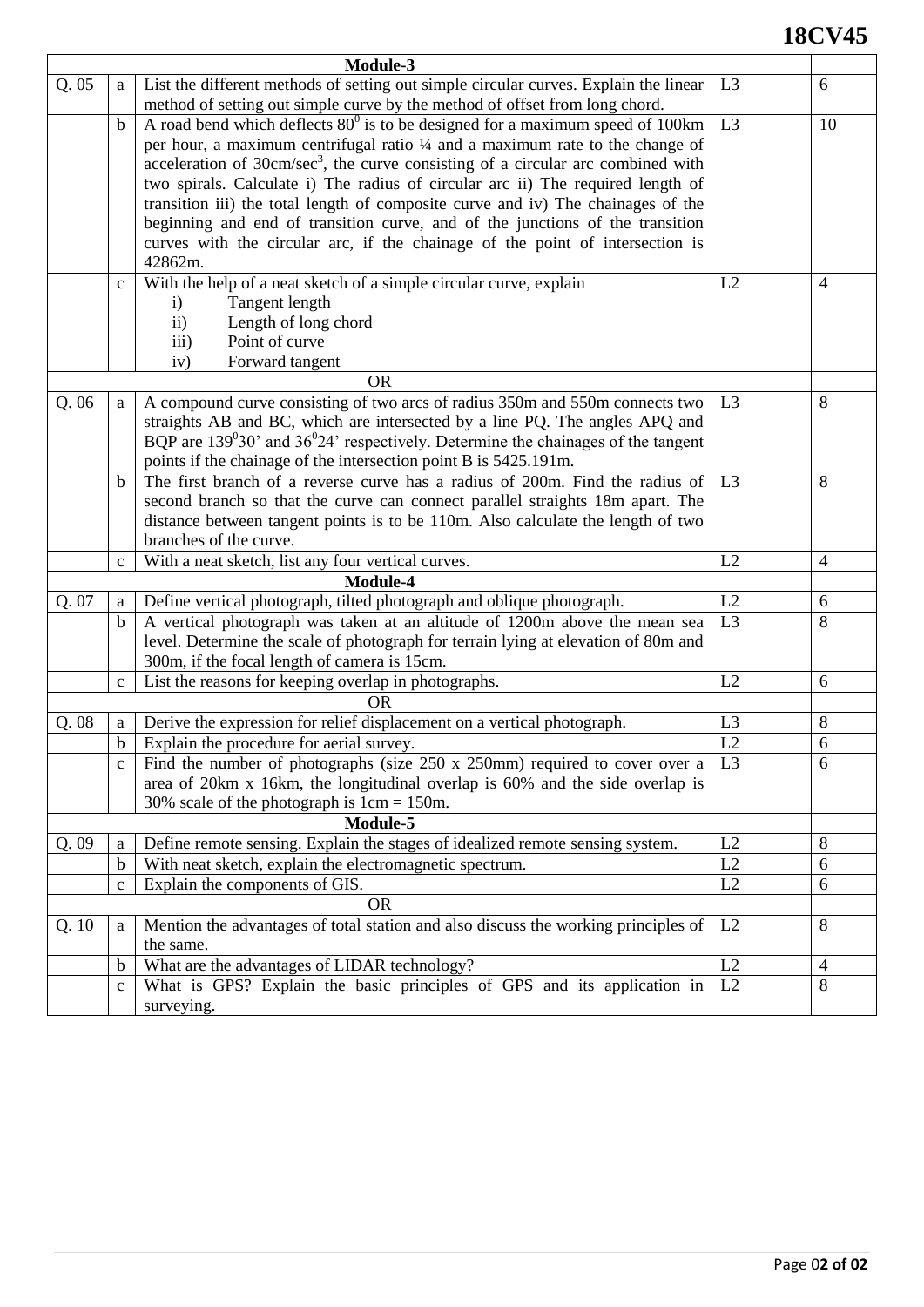**18CV45**

| | | | | |
|---|---|---|---|---|
| **Module-3** | | | | |
| Q. 05 | a | List the different methods of setting out simple circular curves. Explain the linear method of setting out simple curve by the method of offset from long chord. | L3 | 6 |
| | b | A road bend which deflects $80^0$ is to be designed for a maximum speed of 100km per hour, a maximum centrifugal ratio ¼ and a maximum rate to the change of acceleration of $30cm/sec^3$, the curve consisting of a circular arc combined with two spirals. Calculate i) The radius of circular arc ii) The required length of transition iii) the total length of composite curve and iv) The chainages of the beginning and end of transition curve, and of the junctions of the transition curves with the circular arc, if the chainage of the point of intersection is 42862m. | L3 | 10 |
| | c | With the help of a neat sketch of a simple circular curve, explain<br>i) Tangent length<br>ii) Length of long chord<br>iii) Point of curve<br>iv) Forward tangent | L2 | 4 |
| **OR** | | | | |
| Q. 06 | a | A compound curve consisting of two arcs of radius 350m and 550m connects two straights AB and BC, which are intersected by a line PQ. The angles APQ and BQP are $139^0 30'$ and $36^0 24'$ respectively. Determine the chainages of the tangent points if the chainage of the intersection point B is 5425.191m. | L3 | 8 |
| | b | The first branch of a reverse curve has a radius of 200m. Find the radius of second branch so that the curve can connect parallel straights 18m apart. The distance between tangent points is to be 110m. Also calculate the length of two branches of the curve. | L3 | 8 |
| | c | With a neat sketch, list any four vertical curves. | L2 | 4 |
| **Module-4** | | | | |
| Q. 07 | a | Define vertical photograph, tilted photograph and oblique photograph. | L2 | 6 |
| | b | A vertical photograph was taken at an altitude of 1200m above the mean sea level. Determine the scale of photograph for terrain lying at elevation of 80m and 300m, if the focal length of camera is 15cm. | L3 | 8 |
| | c | List the reasons for keeping overlap in photographs. | L2 | 6 |
| **OR** | | | | |
| Q. 08 | a | Derive the expression for relief displacement on a vertical photograph. | L3 | 8 |
| | b | Explain the procedure for aerial survey. | L2 | 6 |
| | c | Find the number of photographs (size 250 x 250mm) required to cover over a area of 20km x 16km, the longitudinal overlap is 60% and the side overlap is 30% scale of the photograph is 1cm = 150m. | L3 | 6 |
| **Module-5** | | | | |
| Q. 09 | a | Define remote sensing. Explain the stages of idealized remote sensing system. | L2 | 8 |
| | b | With neat sketch, explain the electromagnetic spectrum. | L2 | 6 |
| | c | Explain the components of GIS. | L2 | 6 |
| **OR** | | | | |
| Q. 10 | a | Mention the advantages of total station and also discuss the working principles of the same. | L2 | 8 |
| | b | What are the advantages of LIDAR technology? | L2 | 4 |
| | c | What is GPS? Explain the basic principles of GPS and its application in surveying. | L2 | 8 |